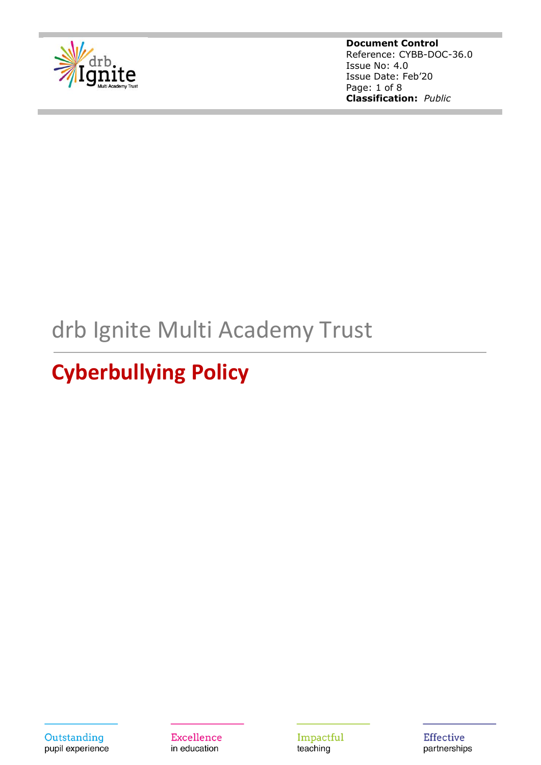**Document Control**
Reference: CYBB-DOC-36.0
Issue No: 4.0
Issue Date: Feb'20
**Classification:** *Public*

# drb Ignite Multi Academy Trust

## Cyberbullying Policy

Outstanding pupil experience

Excellence in education

Impactful teaching

Effective partnerships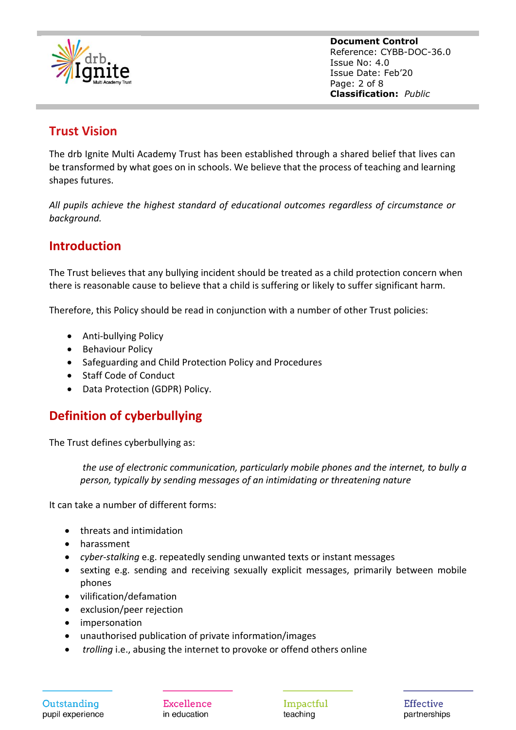## Trust Vision

The drb Ignite Multi Academy Trust has been established through a shared belief that lives can be transformed by what goes on in schools. We believe that the process of teaching and learning shapes futures.

*All pupils achieve the highest standard of educational outcomes regardless of circumstance or background.*

## Introduction

The Trust believes that any bullying incident should be treated as a child protection concern when there is reasonable cause to believe that a child is suffering or likely to suffer significant harm.

Therefore, this Policy should be read in conjunction with a number of other Trust policies:

- Anti-bullying Policy
- Behaviour Policy
- Safeguarding and Child Protection Policy and Procedures
- Staff Code of Conduct
- Data Protection (GDPR) Policy.

## Definition of cyberbullying

The Trust defines cyberbullying as:

> *the use of electronic communication, particularly mobile phones and the internet, to bully a person, typically by sending messages of an intimidating or threatening nature*

It can take a number of different forms:

- threats and intimidation
- harassment
- *cyber-stalking* e.g. repeatedly sending unwanted texts or instant messages
- sexting e.g. sending and receiving sexually explicit messages, primarily between mobile phones
- vilification/defamation
- exclusion/peer rejection
- impersonation
- unauthorised publication of private information/images
- *trolling* i.e., abusing the internet to provoke or offend others online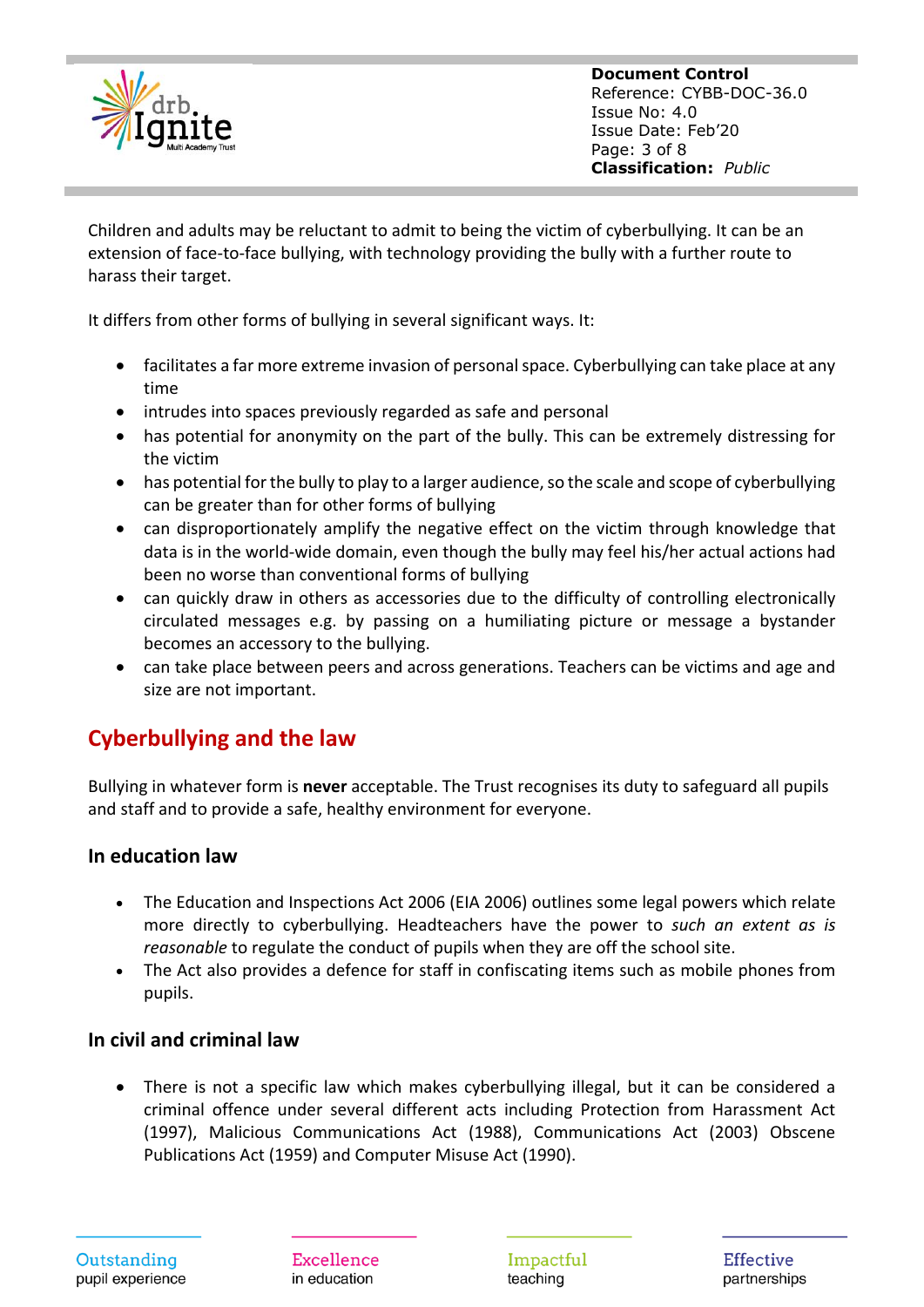Children and adults may be reluctant to admit to being the victim of cyberbullying. It can be an extension of face-to-face bullying, with technology providing the bully with a further route to harass their target.

It differs from other forms of bullying in several significant ways. It:

- facilitates a far more extreme invasion of personal space. Cyberbullying can take place at any time
- intrudes into spaces previously regarded as safe and personal
- has potential for anonymity on the part of the bully. This can be extremely distressing for the victim
- has potential for the bully to play to a larger audience, so the scale and scope of cyberbullying can be greater than for other forms of bullying
- can disproportionately amplify the negative effect on the victim through knowledge that data is in the world-wide domain, even though the bully may feel his/her actual actions had been no worse than conventional forms of bullying
- can quickly draw in others as accessories due to the difficulty of controlling electronically circulated messages e.g. by passing on a humiliating picture or message a bystander becomes an accessory to the bullying.
- can take place between peers and across generations. Teachers can be victims and age and size are not important.

## Cyberbullying and the law

Bullying in whatever form is **never** acceptable. The Trust recognises its duty to safeguard all pupils and staff and to provide a safe, healthy environment for everyone.

### In education law

- The Education and Inspections Act 2006 (EIA 2006) outlines some legal powers which relate more directly to cyberbullying. Headteachers have the power to *such an extent as is reasonable* to regulate the conduct of pupils when they are off the school site.
- The Act also provides a defence for staff in confiscating items such as mobile phones from pupils.

### In civil and criminal law

- There is not a specific law which makes cyberbullying illegal, but it can be considered a criminal offence under several different acts including Protection from Harassment Act (1997), Malicious Communications Act (1988), Communications Act (2003) Obscene Publications Act (1959) and Computer Misuse Act (1990).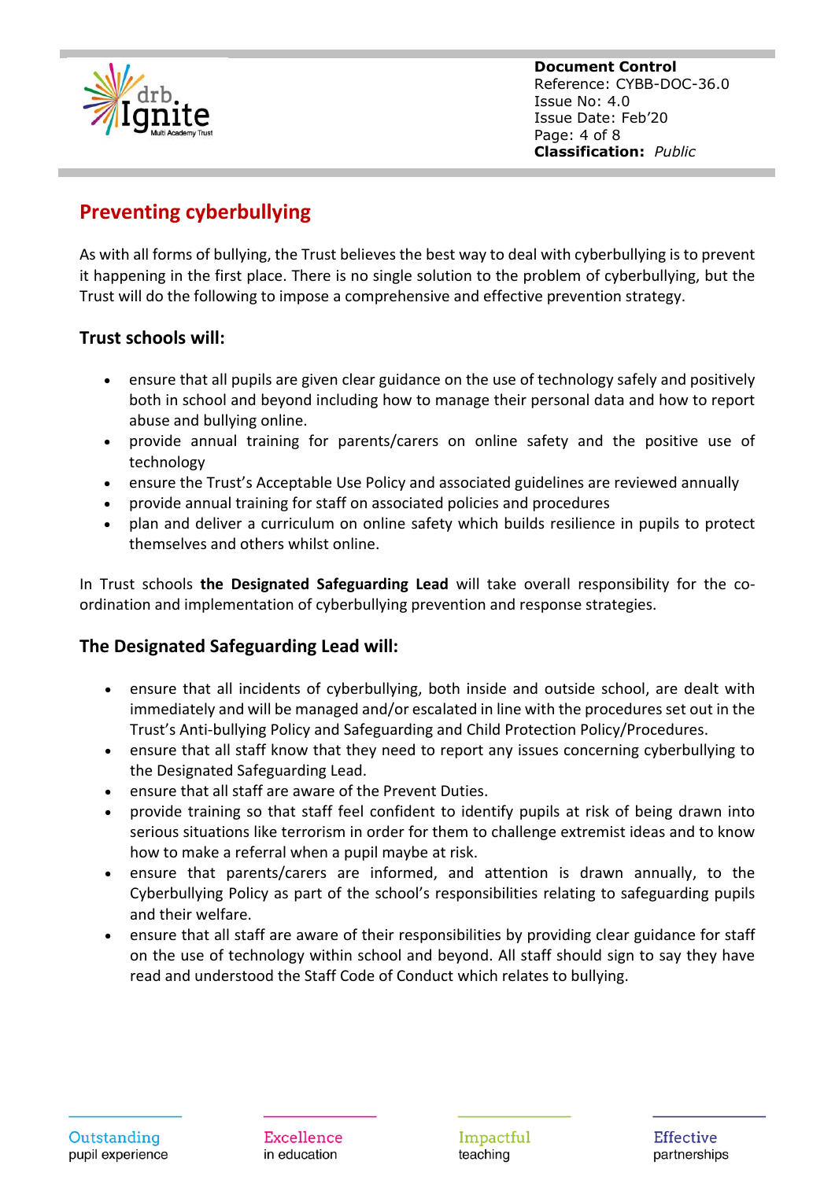## Preventing cyberbullying

As with all forms of bullying, the Trust believes the best way to deal with cyberbullying is to prevent it happening in the first place. There is no single solution to the problem of cyberbullying, but the Trust will do the following to impose a comprehensive and effective prevention strategy.

### Trust schools will:

- ensure that all pupils are given clear guidance on the use of technology safely and positively both in school and beyond including how to manage their personal data and how to report abuse and bullying online.
- provide annual training for parents/carers on online safety and the positive use of technology
- ensure the Trust's Acceptable Use Policy and associated guidelines are reviewed annually
- provide annual training for staff on associated policies and procedures
- plan and deliver a curriculum on online safety which builds resilience in pupils to protect themselves and others whilst online.

In Trust schools **the Designated Safeguarding Lead** will take overall responsibility for the co-ordination and implementation of cyberbullying prevention and response strategies.

### The Designated Safeguarding Lead will:

- ensure that all incidents of cyberbullying, both inside and outside school, are dealt with immediately and will be managed and/or escalated in line with the procedures set out in the Trust's Anti-bullying Policy and Safeguarding and Child Protection Policy/Procedures.
- ensure that all staff know that they need to report any issues concerning cyberbullying to the Designated Safeguarding Lead.
- ensure that all staff are aware of the Prevent Duties.
- provide training so that staff feel confident to identify pupils at risk of being drawn into serious situations like terrorism in order for them to challenge extremist ideas and to know how to make a referral when a pupil maybe at risk.
- ensure that parents/carers are informed, and attention is drawn annually, to the Cyberbullying Policy as part of the school's responsibilities relating to safeguarding pupils and their welfare.
- ensure that all staff are aware of their responsibilities by providing clear guidance for staff on the use of technology within school and beyond. All staff should sign to say they have read and understood the Staff Code of Conduct which relates to bullying.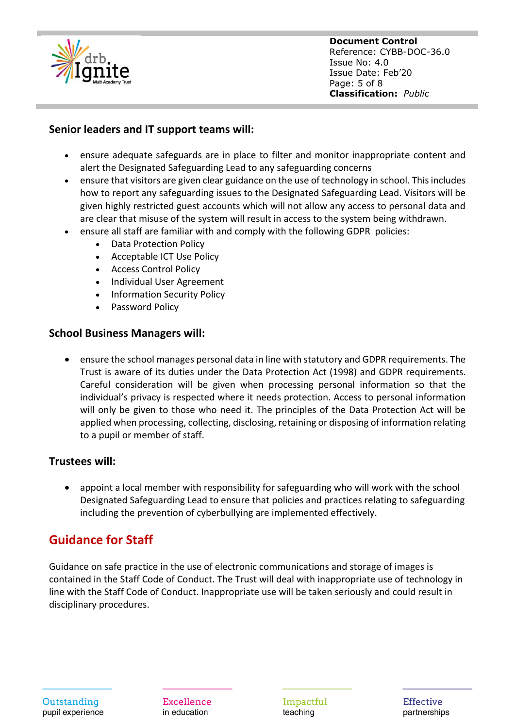### Senior leaders and IT support teams will:

- ensure adequate safeguards are in place to filter and monitor inappropriate content and alert the Designated Safeguarding Lead to any safeguarding concerns
- ensure that visitors are given clear guidance on the use of technology in school. This includes how to report any safeguarding issues to the Designated Safeguarding Lead. Visitors will be given highly restricted guest accounts which will not allow any access to personal data and are clear that misuse of the system will result in access to the system being withdrawn.
- ensure all staff are familiar with and comply with the following GDPR policies:
    - Data Protection Policy
    - Acceptable ICT Use Policy
    - Access Control Policy
    - Individual User Agreement
    - Information Security Policy
    - Password Policy

### School Business Managers will:

- ensure the school manages personal data in line with statutory and GDPR requirements. The Trust is aware of its duties under the Data Protection Act (1998) and GDPR requirements. Careful consideration will be given when processing personal information so that the individual's privacy is respected where it needs protection. Access to personal information will only be given to those who need it. The principles of the Data Protection Act will be applied when processing, collecting, disclosing, retaining or disposing of information relating to a pupil or member of staff.

### Trustees will:

- appoint a local member with responsibility for safeguarding who will work with the school Designated Safeguarding Lead to ensure that policies and practices relating to safeguarding including the prevention of cyberbullying are implemented effectively.

## Guidance for Staff

Guidance on safe practice in the use of electronic communications and storage of images is contained in the Staff Code of Conduct. The Trust will deal with inappropriate use of technology in line with the Staff Code of Conduct. Inappropriate use will be taken seriously and could result in disciplinary procedures.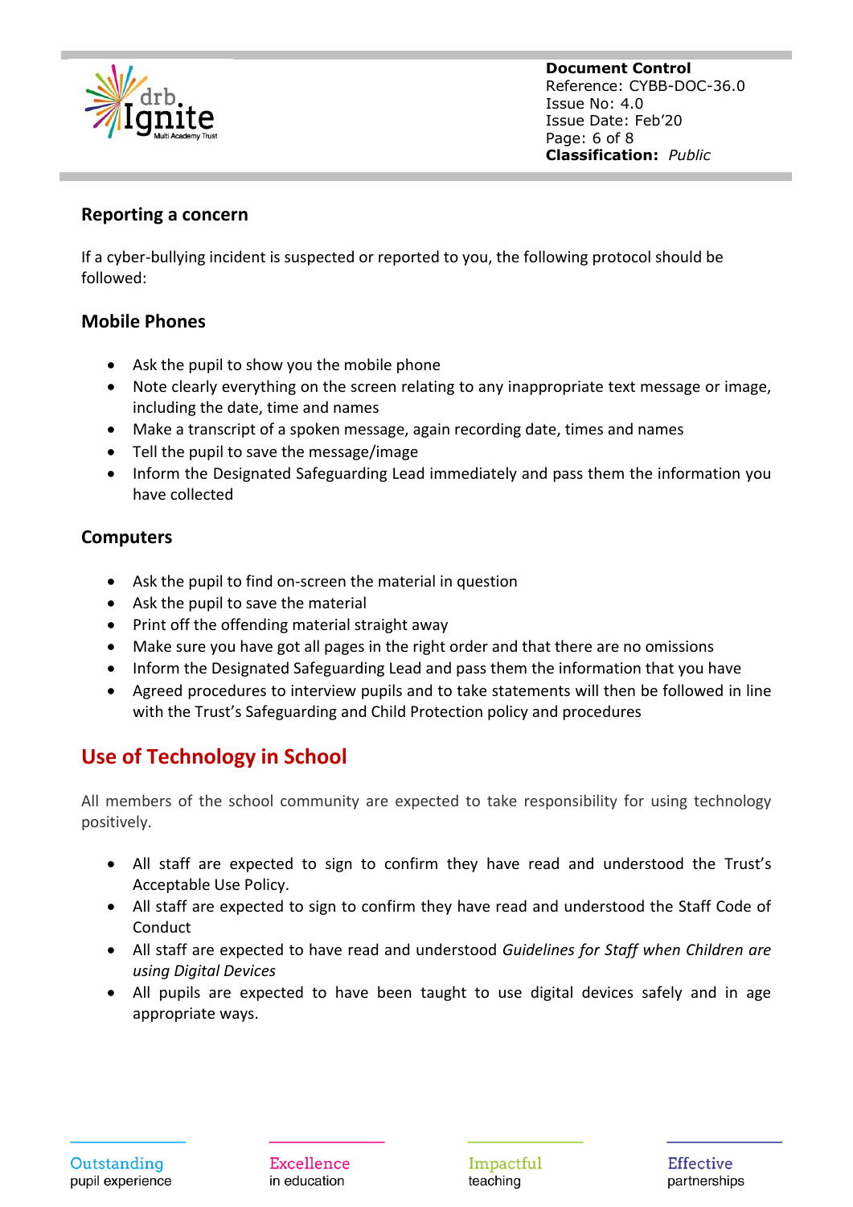### Reporting a concern

If a cyber-bullying incident is suspected or reported to you, the following protocol should be followed:

### Mobile Phones

- Ask the pupil to show you the mobile phone
- Note clearly everything on the screen relating to any inappropriate text message or image, including the date, time and names
- Make a transcript of a spoken message, again recording date, times and names
- Tell the pupil to save the message/image
- Inform the Designated Safeguarding Lead immediately and pass them the information you have collected

### Computers

- Ask the pupil to find on-screen the material in question
- Ask the pupil to save the material
- Print off the offending material straight away
- Make sure you have got all pages in the right order and that there are no omissions
- Inform the Designated Safeguarding Lead and pass them the information that you have
- Agreed procedures to interview pupils and to take statements will then be followed in line with the Trust's Safeguarding and Child Protection policy and procedures

## Use of Technology in School

All members of the school community are expected to take responsibility for using technology positively.

- All staff are expected to sign to confirm they have read and understood the Trust's Acceptable Use Policy.
- All staff are expected to sign to confirm they have read and understood the Staff Code of Conduct
- All staff are expected to have read and understood *Guidelines for Staff when Children are using Digital Devices*
- All pupils are expected to have been taught to use digital devices safely and in age appropriate ways.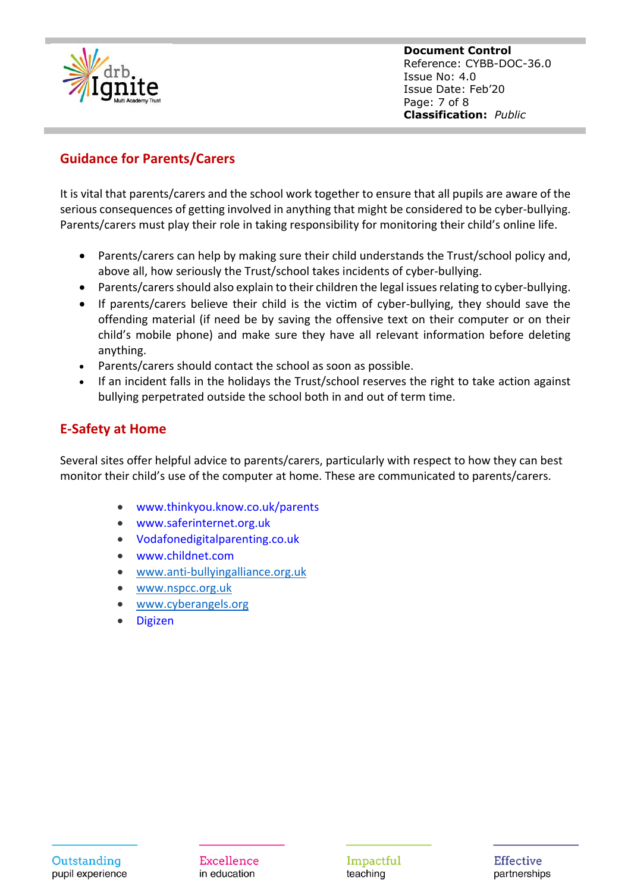## Guidance for Parents/Carers

It is vital that parents/carers and the school work together to ensure that all pupils are aware of the serious consequences of getting involved in anything that might be considered to be cyber-bullying. Parents/carers must play their role in taking responsibility for monitoring their child's online life.

- Parents/carers can help by making sure their child understands the Trust/school policy and, above all, how seriously the Trust/school takes incidents of cyber-bullying.
- Parents/carers should also explain to their children the legal issues relating to cyber-bullying.
- If parents/carers believe their child is the victim of cyber-bullying, they should save the offending material (if need be by saving the offensive text on their computer or on their child's mobile phone) and make sure they have all relevant information before deleting anything.
- Parents/carers should contact the school as soon as possible.
- If an incident falls in the holidays the Trust/school reserves the right to take action against bullying perpetrated outside the school both in and out of term time.

## E-Safety at Home

Several sites offer helpful advice to parents/carers, particularly with respect to how they can best monitor their child's use of the computer at home. These are communicated to parents/carers.

- www.thinkyou.know.co.uk/parents
- www.saferinternet.org.uk
- Vodafonedigitalparenting.co.uk
- www.childnet.com
- www.anti-bullyingalliance.org.uk
- www.nspcc.org.uk
- www.cyberangels.org
- Digizen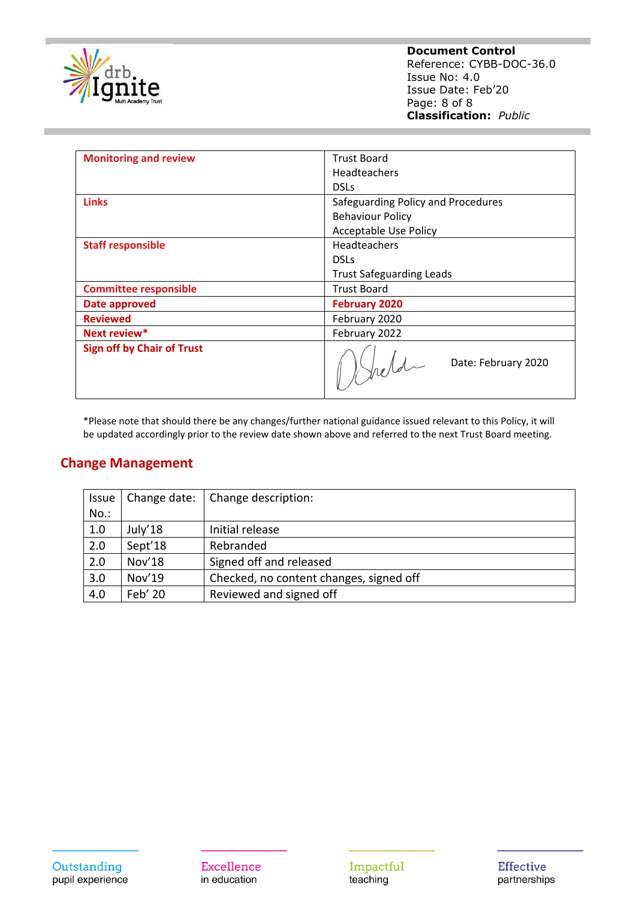| | |
|---|---|
| **Monitoring and review** | Trust Board<br>Headteachers<br>DSLs |
| **Links** | Safeguarding Policy and Procedures<br>Behaviour Policy<br>Acceptable Use Policy |
| **Staff responsible** | Headteachers<br>DSLs<br>Trust Safeguarding Leads |
| **Committee responsible** | Trust Board |
| **Date approved** | **February 2020** |
| **Reviewed** | February 2020 |
| **Next review*** | February 2022 |
| **Sign off by Chair of Trust** | Date: February 2020 |

*Please note that should there be any changes/further national guidance issued relevant to this Policy, it will be updated accordingly prior to the review date shown above and referred to the next Trust Board meeting.

## Change Management

| Issue No.: | Change date: | Change description: |
|---|---|---|
| 1.0 | July'18 | Initial release |
| 2.0 | Sept'18 | Rebranded |
| 2.0 | Nov'18 | Signed off and released |
| 3.0 | Nov'19 | Checked, no content changes, signed off |
| 4.0 | Feb' 20 | Reviewed and signed off |